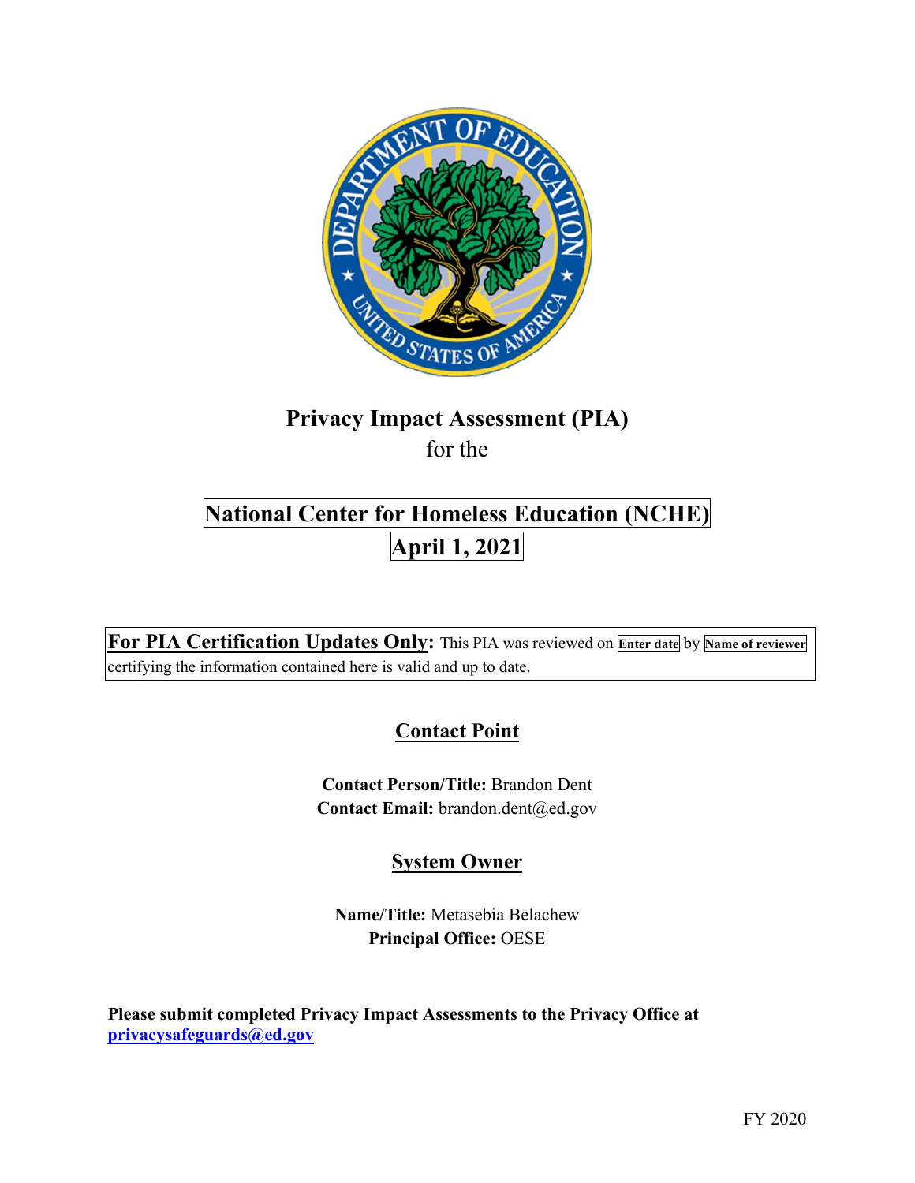# Privacy Impact Assessment (PIA)

for the

# National Center for Homeless Education (NCHE)

## April 1, 2021

**For PIA Certification Updates Only:** This PIA was reviewed on **Enter date** by **Name of reviewer** certifying the information contained here is valid and up to date.

## Contact Point

**Contact Person/Title:** Brandon Dent
**Contact Email:** brandon.dent@ed.gov

## System Owner

**Name/Title:** Metasebia Belachew
**Principal Office:** OESE

**Please submit completed Privacy Impact Assessments to the Privacy Office at [privacysafeguards@ed.gov](mailto:privacysafeguards@ed.gov)**

FY 2020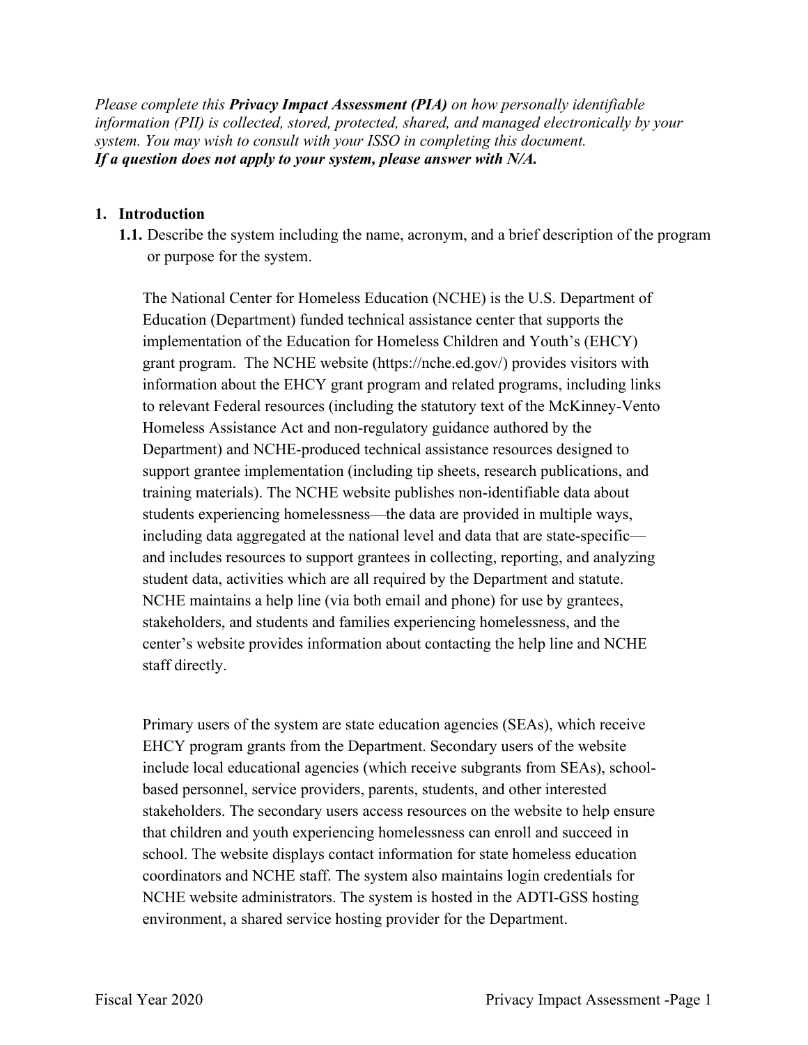*Please complete this **Privacy Impact Assessment (PIA)** on how personally identifiable information (PII) is collected, stored, protected, shared, and managed electronically by your system. You may wish to consult with your ISSO in completing this document.*
***If a question does not apply to your system, please answer with N/A.***

1. **Introduction**

   **1.1.** Describe the system including the name, acronym, and a brief description of the program or purpose for the system.

   The National Center for Homeless Education (NCHE) is the U.S. Department of Education (Department) funded technical assistance center that supports the implementation of the Education for Homeless Children and Youth's (EHCY) grant program. The NCHE website (https://nche.ed.gov/) provides visitors with information about the EHCY grant program and related programs, including links to relevant Federal resources (including the statutory text of the McKinney-Vento Homeless Assistance Act and non-regulatory guidance authored by the Department) and NCHE-produced technical assistance resources designed to support grantee implementation (including tip sheets, research publications, and training materials). The NCHE website publishes non-identifiable data about students experiencing homelessness—the data are provided in multiple ways, including data aggregated at the national level and data that are state-specific—and includes resources to support grantees in collecting, reporting, and analyzing student data, activities which are all required by the Department and statute. NCHE maintains a help line (via both email and phone) for use by grantees, stakeholders, and students and families experiencing homelessness, and the center's website provides information about contacting the help line and NCHE staff directly.

   Primary users of the system are state education agencies (SEAs), which receive EHCY program grants from the Department. Secondary users of the website include local educational agencies (which receive subgrants from SEAs), school-based personnel, service providers, parents, students, and other interested stakeholders. The secondary users access resources on the website to help ensure that children and youth experiencing homelessness can enroll and succeed in school. The website displays contact information for state homeless education coordinators and NCHE staff. The system also maintains login credentials for NCHE website administrators. The system is hosted in the ADTI-GSS hosting environment, a shared service hosting provider for the Department.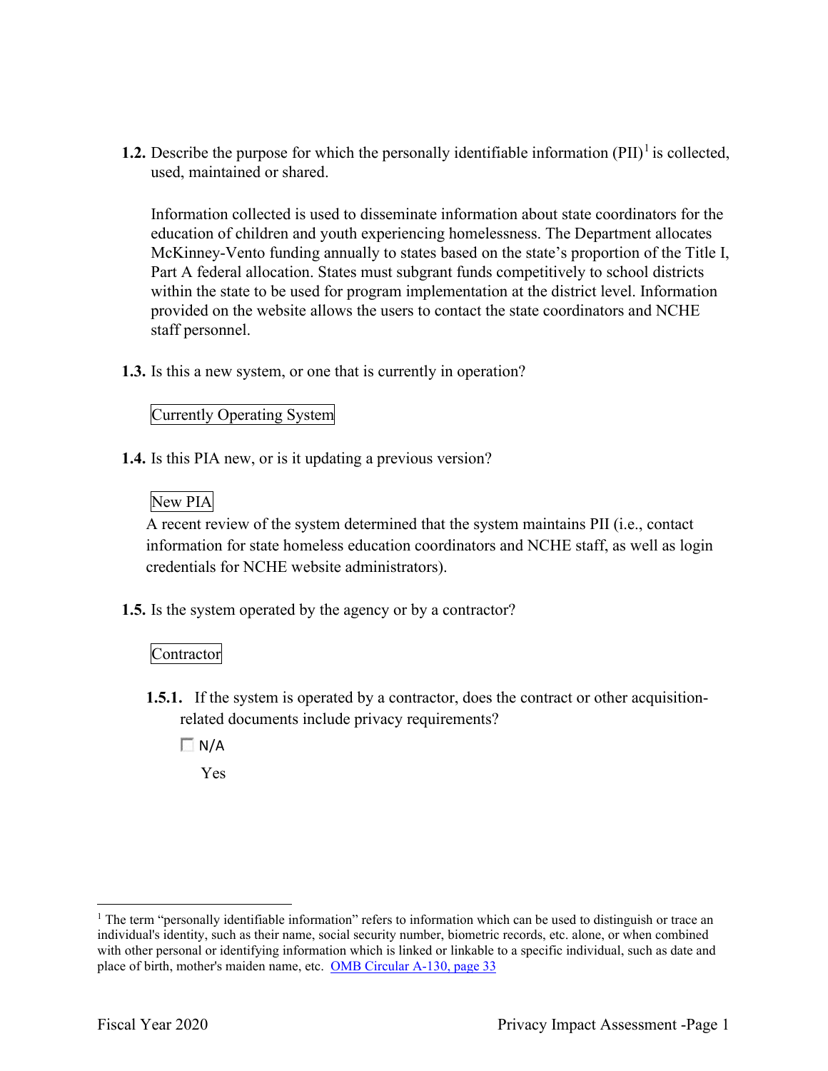**1.2.** Describe the purpose for which the personally identifiable information (PII)[1] is collected, used, maintained or shared.

Information collected is used to disseminate information about state coordinators for the education of children and youth experiencing homelessness. The Department allocates McKinney-Vento funding annually to states based on the state's proportion of the Title I, Part A federal allocation. States must subgrant funds competitively to school districts within the state to be used for program implementation at the district level. Information provided on the website allows the users to contact the state coordinators and NCHE staff personnel.

**1.3.** Is this a new system, or one that is currently in operation?

Currently Operating System

**1.4.** Is this PIA new, or is it updating a previous version?

New PIA

A recent review of the system determined that the system maintains PII (i.e., contact information for state homeless education coordinators and NCHE staff, as well as login credentials for NCHE website administrators).

**1.5.** Is the system operated by the agency or by a contractor?

Contractor

**1.5.1.** If the system is operated by a contractor, does the contract or other acquisition-related documents include privacy requirements?

☐ N/A

Yes

---

[1] The term "personally identifiable information" refers to information which can be used to distinguish or trace an individual's identity, such as their name, social security number, biometric records, etc. alone, or when combined with other personal or identifying information which is linked or linkable to a specific individual, such as date and place of birth, mother's maiden name, etc. OMB Circular A-130, page 33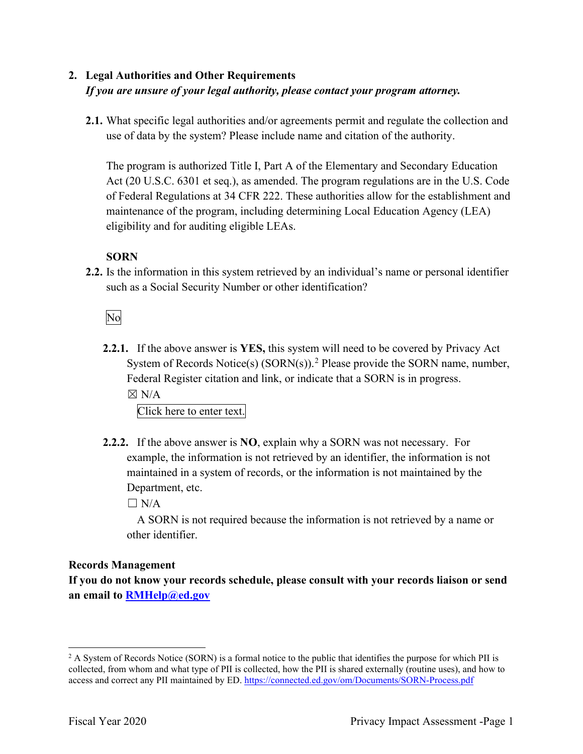## 2. Legal Authorities and Other Requirements

***If you are unsure of your legal authority, please contact your program attorney.***

**2.1.** What specific legal authorities and/or agreements permit and regulate the collection and use of data by the system? Please include name and citation of the authority.

The program is authorized Title I, Part A of the Elementary and Secondary Education Act (20 U.S.C. 6301 et seq.), as amended. The program regulations are in the U.S. Code of Federal Regulations at 34 CFR 222. These authorities allow for the establishment and maintenance of the program, including determining Local Education Agency (LEA) eligibility and for auditing eligible LEAs.

**SORN**

**2.2.** Is the information in this system retrieved by an individual's name or personal identifier such as a Social Security Number or other identification?

No

**2.2.1.** If the above answer is **YES,** this system will need to be covered by Privacy Act System of Records Notice(s) (SORN(s)).[2] Please provide the SORN name, number, Federal Register citation and link, or indicate that a SORN is in progress.

☒ N/A

Click here to enter text.

**2.2.2.** If the above answer is **NO**, explain why a SORN was not necessary. For example, the information is not retrieved by an identifier, the information is not maintained in a system of records, or the information is not maintained by the Department, etc.

☐ N/A

A SORN is not required because the information is not retrieved by a name or other identifier.

**Records Management**

**If you do not know your records schedule, please consult with your records liaison or send an email to [RMHelp@ed.gov](mailto:RMHelp@ed.gov)**

---

[2] A System of Records Notice (SORN) is a formal notice to the public that identifies the purpose for which PII is collected, from whom and what type of PII is collected, how the PII is shared externally (routine uses), and how to access and correct any PII maintained by ED. https://connected.ed.gov/om/Documents/SORN-Process.pdf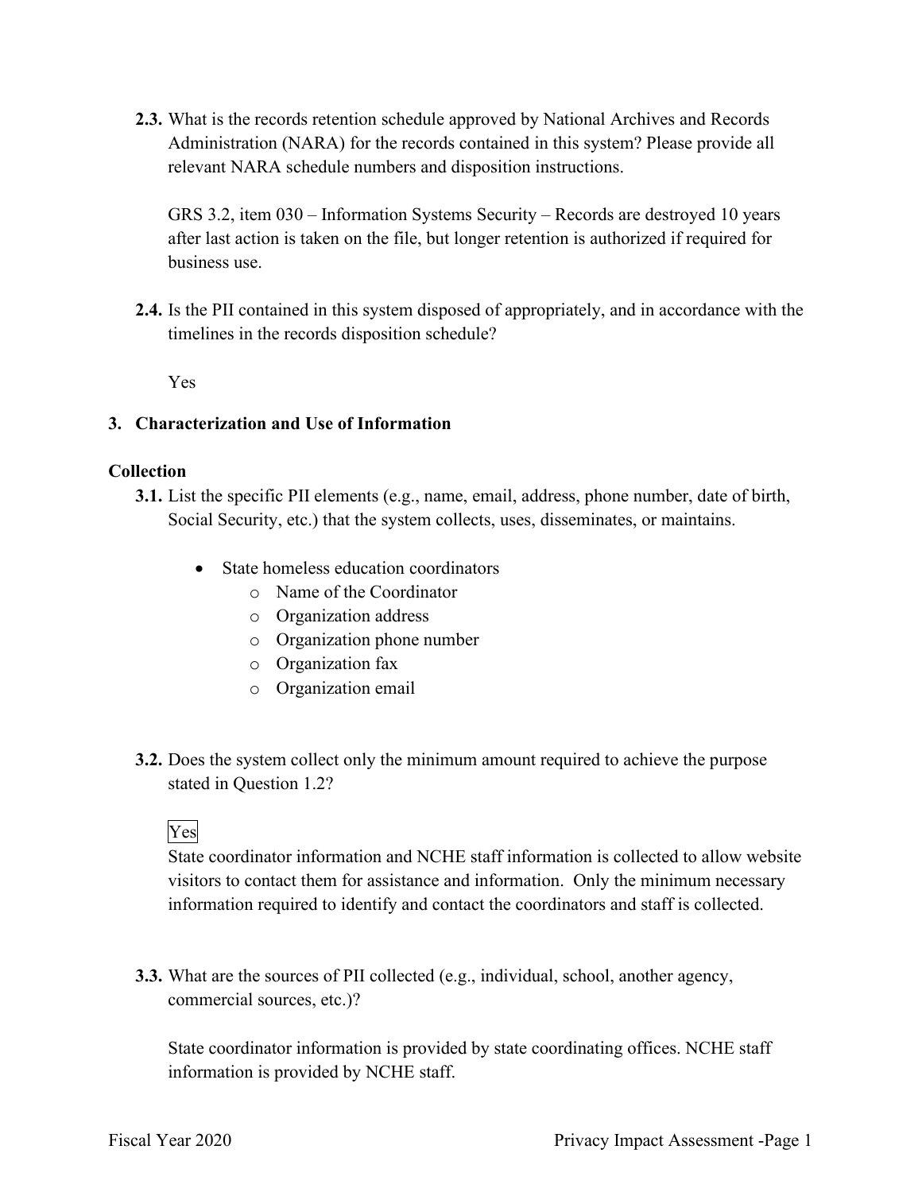**2.3.** What is the records retention schedule approved by National Archives and Records Administration (NARA) for the records contained in this system? Please provide all relevant NARA schedule numbers and disposition instructions.

GRS 3.2, item 030 – Information Systems Security – Records are destroyed 10 years after last action is taken on the file, but longer retention is authorized if required for business use.

**2.4.** Is the PII contained in this system disposed of appropriately, and in accordance with the timelines in the records disposition schedule?

Yes

## 3. Characterization and Use of Information

### Collection

**3.1.** List the specific PII elements (e.g., name, email, address, phone number, date of birth, Social Security, etc.) that the system collects, uses, disseminates, or maintains.

- State homeless education coordinators
    - Name of the Coordinator
    - Organization address
    - Organization phone number
    - Organization fax
    - Organization email

**3.2.** Does the system collect only the minimum amount required to achieve the purpose stated in Question 1.2?

Yes

State coordinator information and NCHE staff information is collected to allow website visitors to contact them for assistance and information. Only the minimum necessary information required to identify and contact the coordinators and staff is collected.

**3.3.** What are the sources of PII collected (e.g., individual, school, another agency, commercial sources, etc.)?

State coordinator information is provided by state coordinating offices. NCHE staff information is provided by NCHE staff.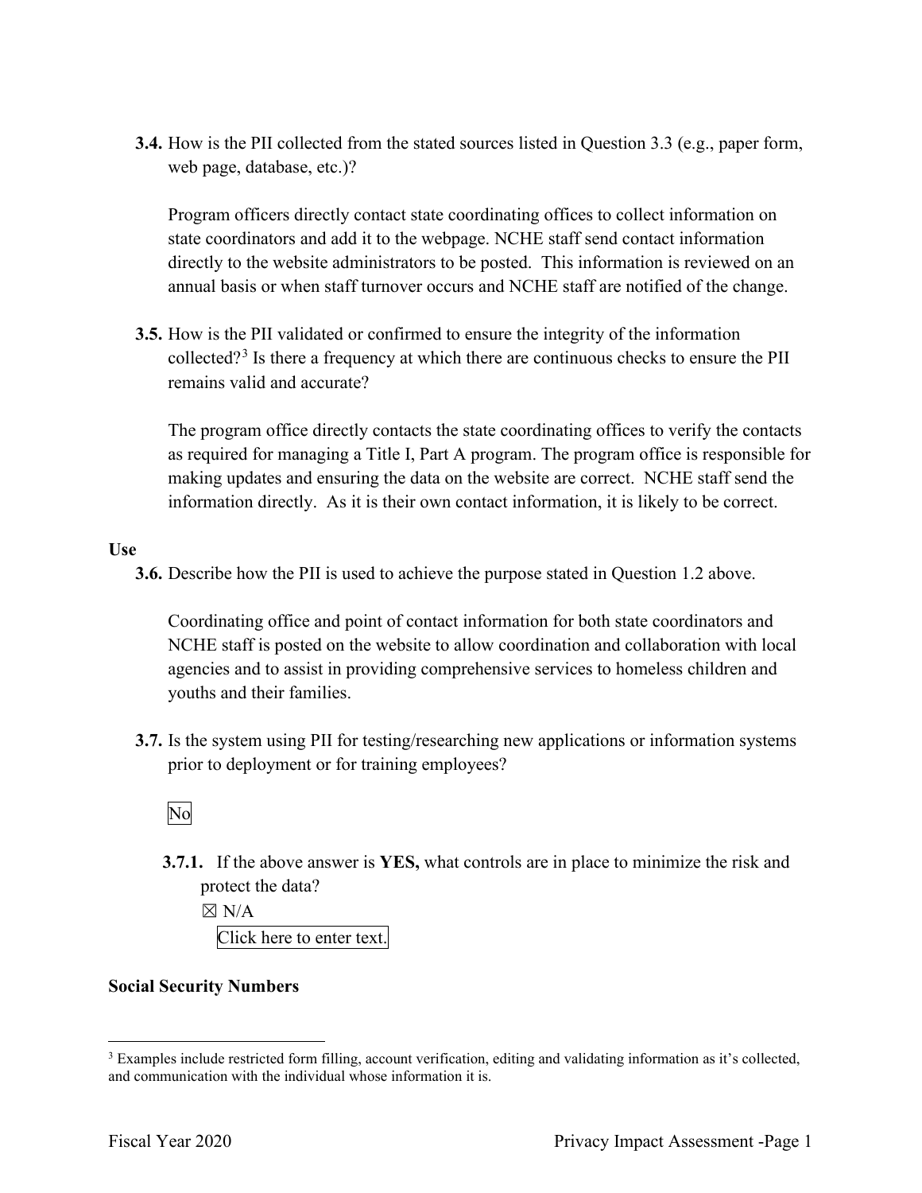**3.4.** How is the PII collected from the stated sources listed in Question 3.3 (e.g., paper form, web page, database, etc.)?

Program officers directly contact state coordinating offices to collect information on state coordinators and add it to the webpage. NCHE staff send contact information directly to the website administrators to be posted. This information is reviewed on an annual basis or when staff turnover occurs and NCHE staff are notified of the change.

**3.5.** How is the PII validated or confirmed to ensure the integrity of the information collected?[3] Is there a frequency at which there are continuous checks to ensure the PII remains valid and accurate?

The program office directly contacts the state coordinating offices to verify the contacts as required for managing a Title I, Part A program. The program office is responsible for making updates and ensuring the data on the website are correct. NCHE staff send the information directly. As it is their own contact information, it is likely to be correct.

**Use**

**3.6.** Describe how the PII is used to achieve the purpose stated in Question 1.2 above.

Coordinating office and point of contact information for both state coordinators and NCHE staff is posted on the website to allow coordination and collaboration with local agencies and to assist in providing comprehensive services to homeless children and youths and their families.

**3.7.** Is the system using PII for testing/researching new applications or information systems prior to deployment or for training employees?

No

**3.7.1.** If the above answer is **YES,** what controls are in place to minimize the risk and protect the data?

☒ N/A

Click here to enter text.

**Social Security Numbers**

[3] Examples include restricted form filling, account verification, editing and validating information as it's collected, and communication with the individual whose information it is.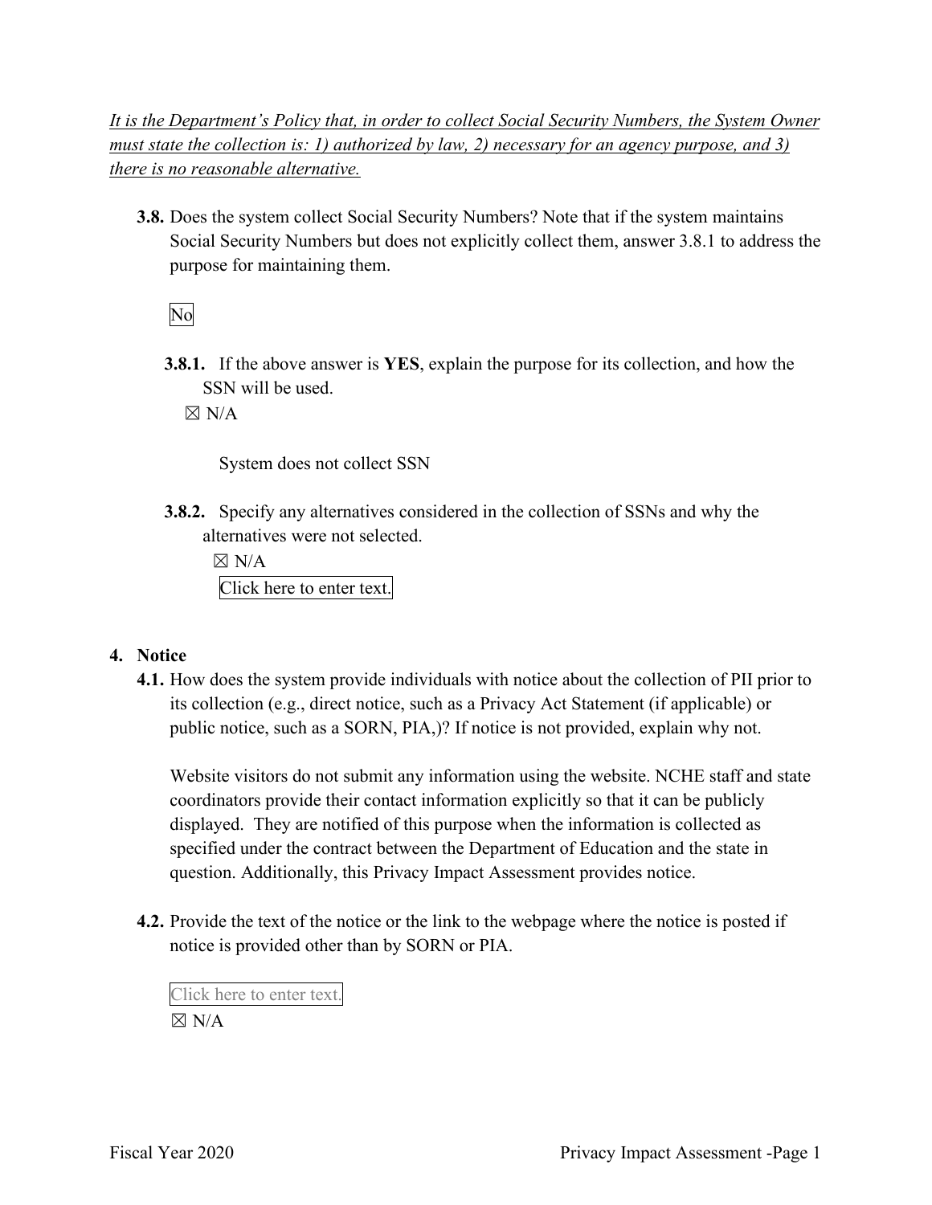*It is the Department's Policy that, in order to collect Social Security Numbers, the System Owner must state the collection is: 1) authorized by law, 2) necessary for an agency purpose, and 3) there is no reasonable alternative.*

**3.8.** Does the system collect Social Security Numbers? Note that if the system maintains Social Security Numbers but does not explicitly collect them, answer 3.8.1 to address the purpose for maintaining them.

No

**3.8.1.** If the above answer is **YES**, explain the purpose for its collection, and how the SSN will be used.

☒ N/A

System does not collect SSN

**3.8.2.** Specify any alternatives considered in the collection of SSNs and why the alternatives were not selected.

☒ N/A

Click here to enter text.

## 4. Notice

**4.1.** How does the system provide individuals with notice about the collection of PII prior to its collection (e.g., direct notice, such as a Privacy Act Statement (if applicable) or public notice, such as a SORN, PIA,)? If notice is not provided, explain why not.

Website visitors do not submit any information using the website. NCHE staff and state coordinators provide their contact information explicitly so that it can be publicly displayed. They are notified of this purpose when the information is collected as specified under the contract between the Department of Education and the state in question. Additionally, this Privacy Impact Assessment provides notice.

**4.2.** Provide the text of the notice or the link to the webpage where the notice is posted if notice is provided other than by SORN or PIA.

Click here to enter text.

☒ N/A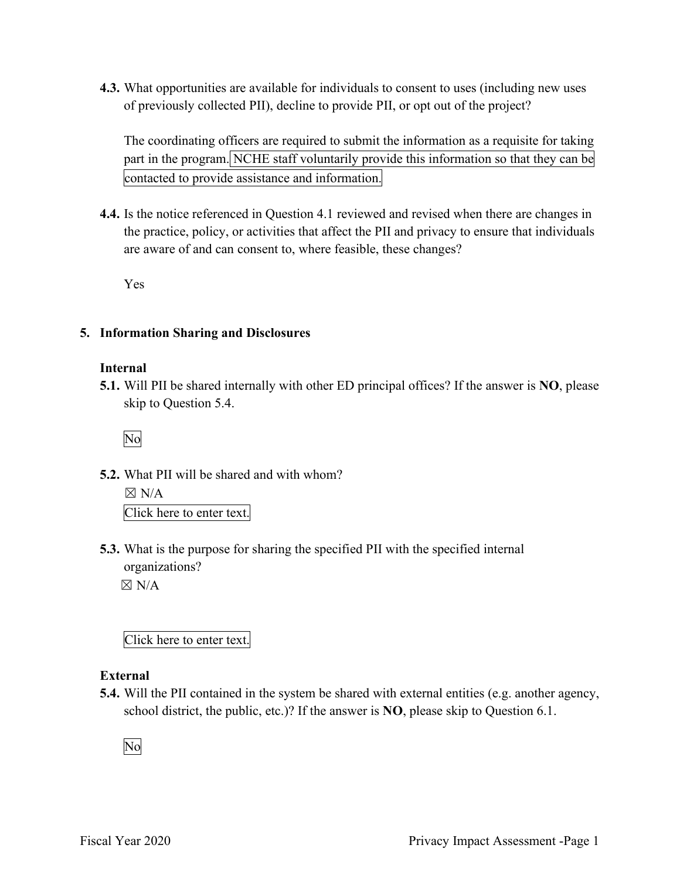**4.3.** What opportunities are available for individuals to consent to uses (including new uses of previously collected PII), decline to provide PII, or opt out of the project?

The coordinating officers are required to submit the information as a requisite for taking part in the program. NCHE staff voluntarily provide this information so that they can be contacted to provide assistance and information.

**4.4.** Is the notice referenced in Question 4.1 reviewed and revised when there are changes in the practice, policy, or activities that affect the PII and privacy to ensure that individuals are aware of and can consent to, where feasible, these changes?

Yes

## 5. Information Sharing and Disclosures

### Internal

**5.1.** Will PII be shared internally with other ED principal offices? If the answer is **NO**, please skip to Question 5.4.

No

**5.2.** What PII will be shared and with whom?

☒ N/A

Click here to enter text.

**5.3.** What is the purpose for sharing the specified PII with the specified internal organizations?

☒ N/A

Click here to enter text.

### External

**5.4.** Will the PII contained in the system be shared with external entities (e.g. another agency, school district, the public, etc.)? If the answer is **NO**, please skip to Question 6.1.

No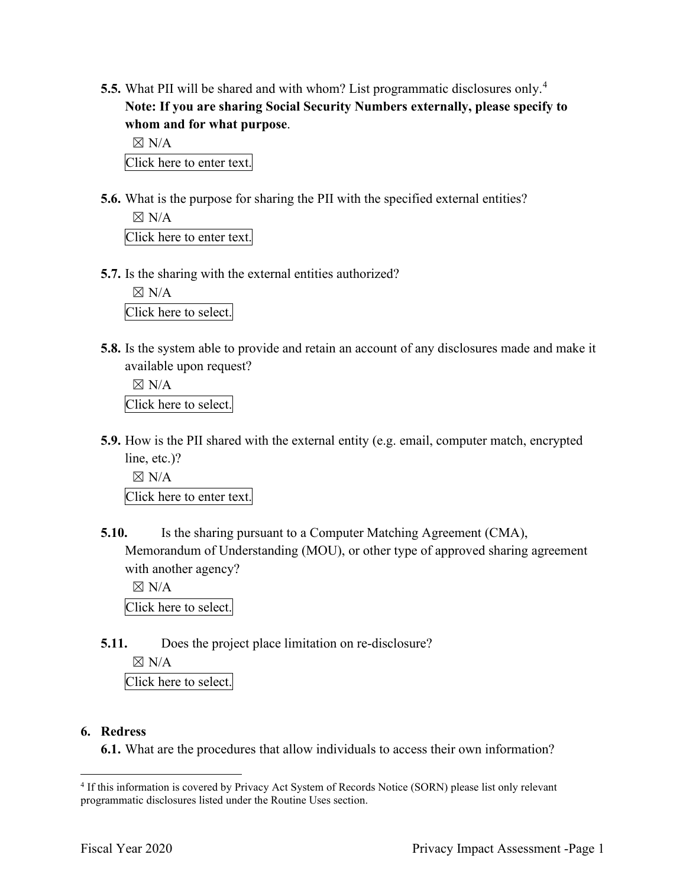**5.5.** What PII will be shared and with whom? List programmatic disclosures only.[4] **Note: If you are sharing Social Security Numbers externally, please specify to whom and for what purpose**.

☒ N/A

Click here to enter text.

**5.6.** What is the purpose for sharing the PII with the specified external entities?

☒ N/A

Click here to enter text.

**5.7.** Is the sharing with the external entities authorized?

☒ N/A

Click here to select.

**5.8.** Is the system able to provide and retain an account of any disclosures made and make it available upon request?

☒ N/A

Click here to select.

**5.9.** How is the PII shared with the external entity (e.g. email, computer match, encrypted line, etc.)?

☒ N/A

Click here to enter text.

**5.10.** Is the sharing pursuant to a Computer Matching Agreement (CMA), Memorandum of Understanding (MOU), or other type of approved sharing agreement with another agency?

☒ N/A

Click here to select.

**5.11.** Does the project place limitation on re-disclosure?

☒ N/A

Click here to select.

## 6. Redress

**6.1.** What are the procedures that allow individuals to access their own information?

---

[4] If this information is covered by Privacy Act System of Records Notice (SORN) please list only relevant programmatic disclosures listed under the Routine Uses section.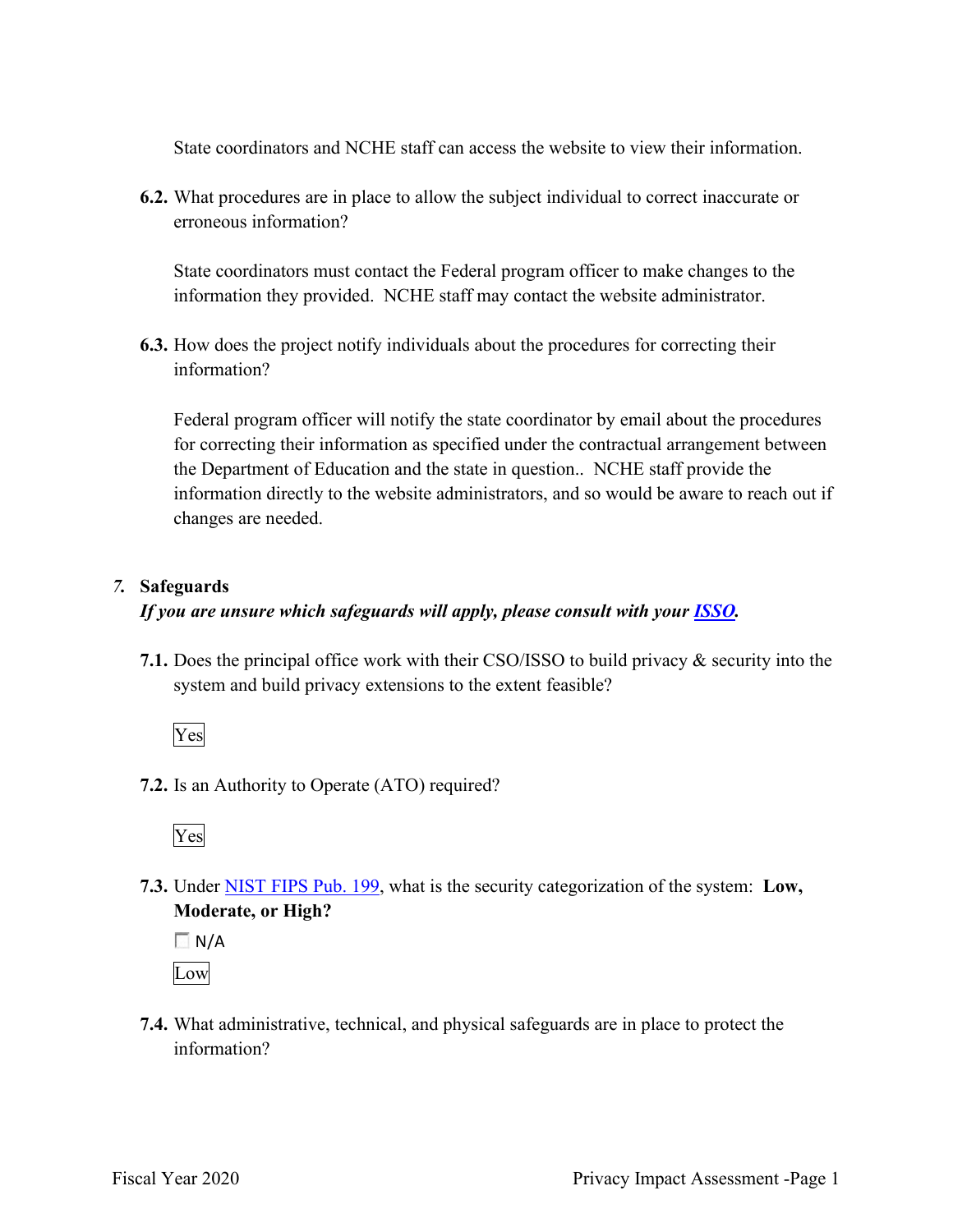State coordinators and NCHE staff can access the website to view their information.

**6.2.** What procedures are in place to allow the subject individual to correct inaccurate or erroneous information?

State coordinators must contact the Federal program officer to make changes to the information they provided. NCHE staff may contact the website administrator.

**6.3.** How does the project notify individuals about the procedures for correcting their information?

Federal program officer will notify the state coordinator by email about the procedures for correcting their information as specified under the contractual arrangement between the Department of Education and the state in question.. NCHE staff provide the information directly to the website administrators, and so would be aware to reach out if changes are needed.

## *7.* Safeguards

***If you are unsure which safeguards will apply, please consult with your ISSO.***

**7.1.** Does the principal office work with their CSO/ISSO to build privacy & security into the system and build privacy extensions to the extent feasible?

Yes

**7.2.** Is an Authority to Operate (ATO) required?

Yes

**7.3.** Under NIST FIPS Pub. 199, what is the security categorization of the system: **Low, Moderate, or High?**

☐ N/A

Low

**7.4.** What administrative, technical, and physical safeguards are in place to protect the information?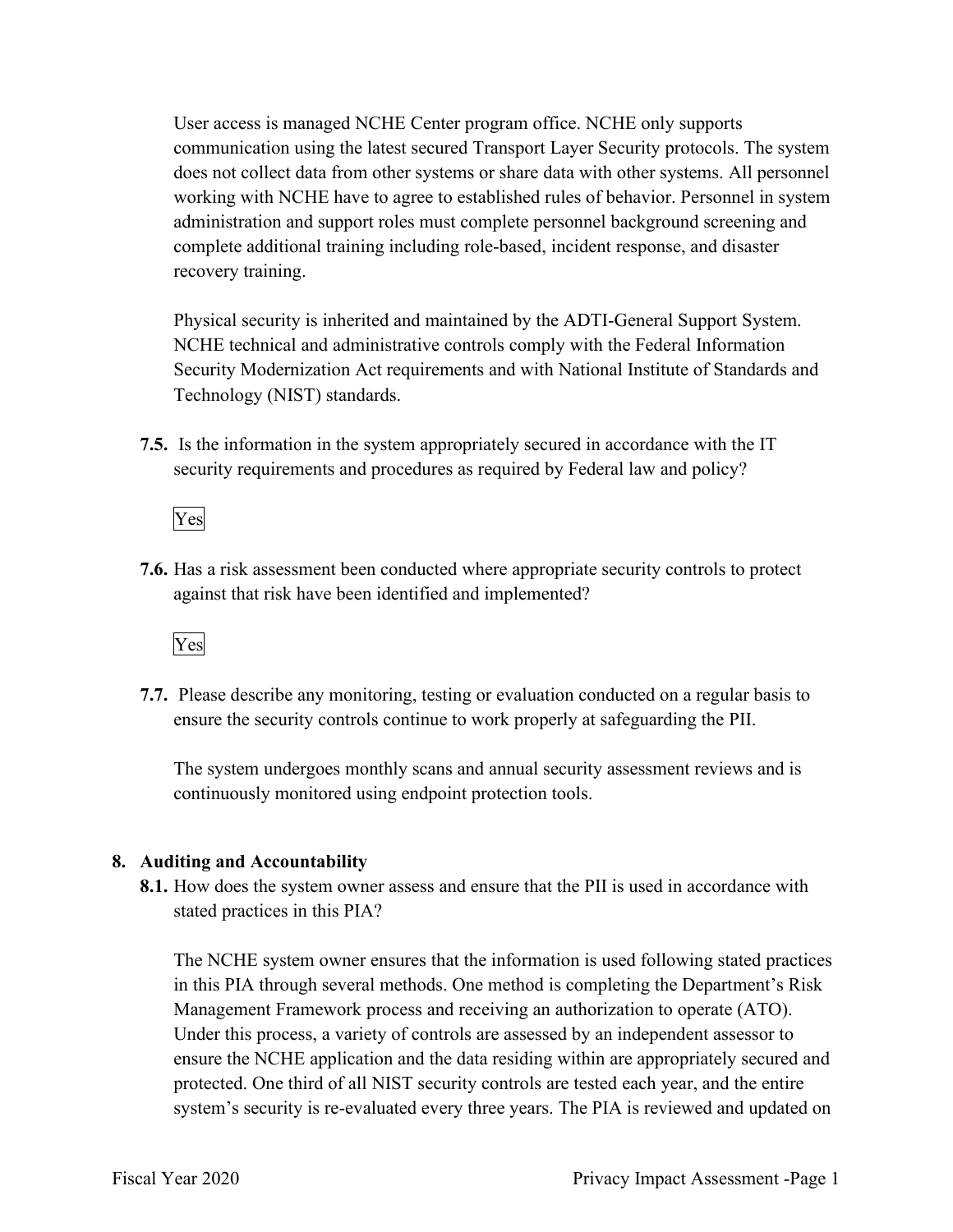User access is managed NCHE Center program office. NCHE only supports communication using the latest secured Transport Layer Security protocols. The system does not collect data from other systems or share data with other systems. All personnel working with NCHE have to agree to established rules of behavior. Personnel in system administration and support roles must complete personnel background screening and complete additional training including role-based, incident response, and disaster recovery training.

Physical security is inherited and maintained by the ADTI-General Support System. NCHE technical and administrative controls comply with the Federal Information Security Modernization Act requirements and with National Institute of Standards and Technology (NIST) standards.

**7.5.** Is the information in the system appropriately secured in accordance with the IT security requirements and procedures as required by Federal law and policy?

Yes

**7.6.** Has a risk assessment been conducted where appropriate security controls to protect against that risk have been identified and implemented?

Yes

**7.7.** Please describe any monitoring, testing or evaluation conducted on a regular basis to ensure the security controls continue to work properly at safeguarding the PII.

The system undergoes monthly scans and annual security assessment reviews and is continuously monitored using endpoint protection tools.

## 8. Auditing and Accountability

**8.1.** How does the system owner assess and ensure that the PII is used in accordance with stated practices in this PIA?

The NCHE system owner ensures that the information is used following stated practices in this PIA through several methods. One method is completing the Department's Risk Management Framework process and receiving an authorization to operate (ATO). Under this process, a variety of controls are assessed by an independent assessor to ensure the NCHE application and the data residing within are appropriately secured and protected. One third of all NIST security controls are tested each year, and the entire system's security is re-evaluated every three years. The PIA is reviewed and updated on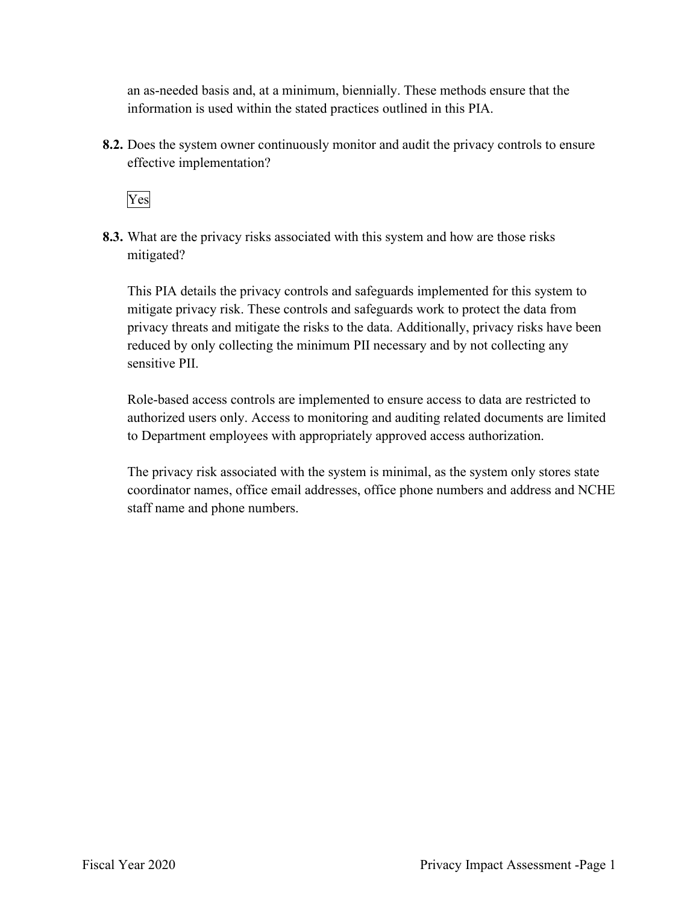an as-needed basis and, at a minimum, biennially. These methods ensure that the information is used within the stated practices outlined in this PIA.

**8.2.** Does the system owner continuously monitor and audit the privacy controls to ensure effective implementation?

Yes

**8.3.** What are the privacy risks associated with this system and how are those risks mitigated?

This PIA details the privacy controls and safeguards implemented for this system to mitigate privacy risk. These controls and safeguards work to protect the data from privacy threats and mitigate the risks to the data. Additionally, privacy risks have been reduced by only collecting the minimum PII necessary and by not collecting any sensitive PII.

Role-based access controls are implemented to ensure access to data are restricted to authorized users only. Access to monitoring and auditing related documents are limited to Department employees with appropriately approved access authorization.

The privacy risk associated with the system is minimal, as the system only stores state coordinator names, office email addresses, office phone numbers and address and NCHE staff name and phone numbers.